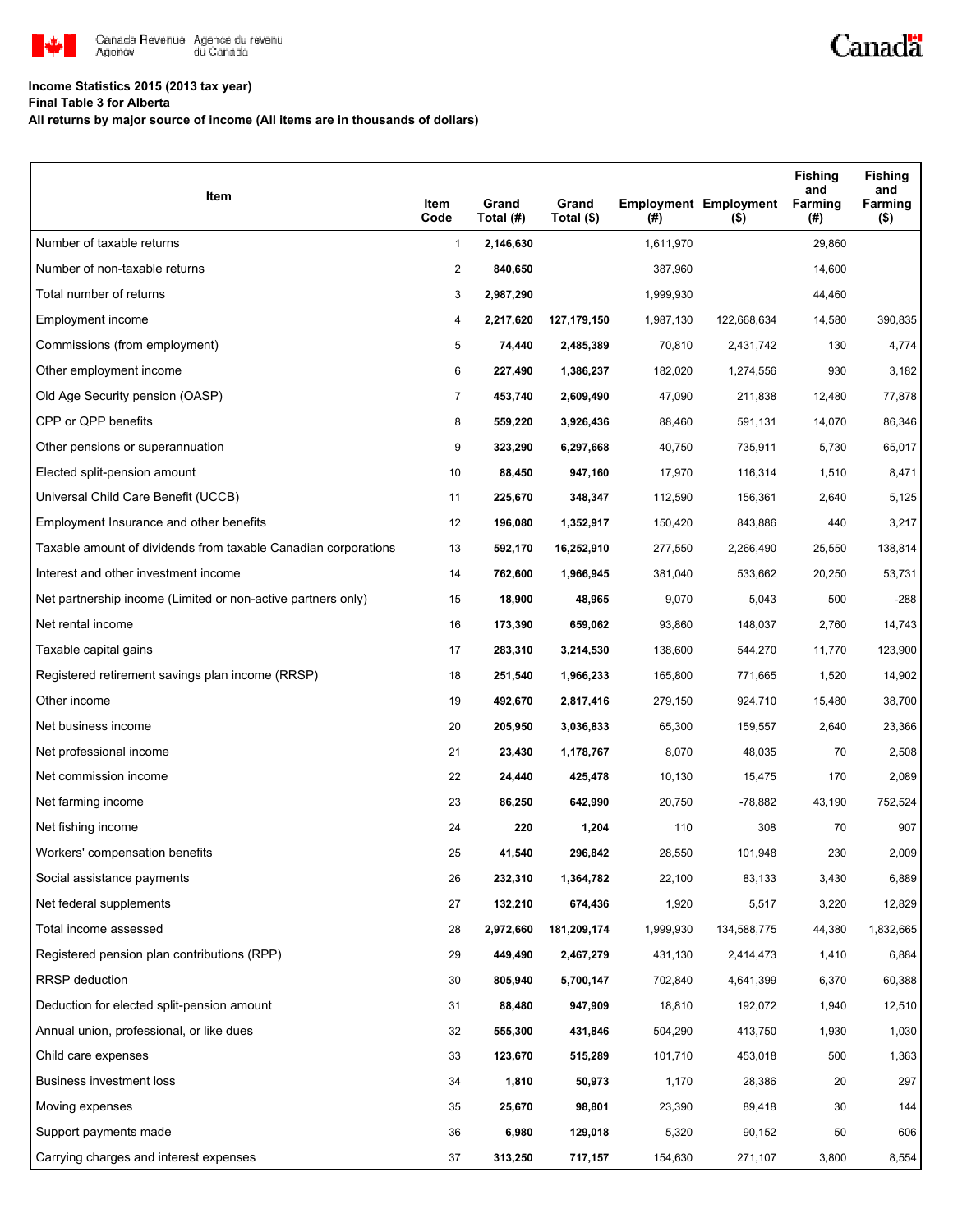**Income Statistics 2015 (2013 tax year)**

**Final Table 3 for Alberta**

**All returns by major source of income (All items are in thousands of dollars)**

| Item | Item Code | Grand Total (#) | Grand Total ($) | Employment (#) | Employment ($) | Fishing and Farming (#) | Fishing and Farming ($) |
|---|---|---|---|---|---|---|---|
| Number of taxable returns | 1 | **2,146,630** | | 1,611,970 | | 29,860 | |
| Number of non-taxable returns | 2 | **840,650** | | 387,960 | | 14,600 | |
| Total number of returns | 3 | **2,987,290** | | 1,999,930 | | 44,460 | |
| Employment income | 4 | **2,217,620** | **127,179,150** | 1,987,130 | 122,668,634 | 14,580 | 390,835 |
| Commissions (from employment) | 5 | **74,440** | **2,485,389** | 70,810 | 2,431,742 | 130 | 4,774 |
| Other employment income | 6 | **227,490** | **1,386,237** | 182,020 | 1,274,556 | 930 | 3,182 |
| Old Age Security pension (OASP) | 7 | **453,740** | **2,609,490** | 47,090 | 211,838 | 12,480 | 77,878 |
| CPP or QPP benefits | 8 | **559,220** | **3,926,436** | 88,460 | 591,131 | 14,070 | 86,346 |
| Other pensions or superannuation | 9 | **323,290** | **6,297,668** | 40,750 | 735,911 | 5,730 | 65,017 |
| Elected split-pension amount | 10 | **88,450** | **947,160** | 17,970 | 116,314 | 1,510 | 8,471 |
| Universal Child Care Benefit (UCCB) | 11 | **225,670** | **348,347** | 112,590 | 156,361 | 2,640 | 5,125 |
| Employment Insurance and other benefits | 12 | **196,080** | **1,352,917** | 150,420 | 843,886 | 440 | 3,217 |
| Taxable amount of dividends from taxable Canadian corporations | 13 | **592,170** | **16,252,910** | 277,550 | 2,266,490 | 25,550 | 138,814 |
| Interest and other investment income | 14 | **762,600** | **1,966,945** | 381,040 | 533,662 | 20,250 | 53,731 |
| Net partnership income (Limited or non-active partners only) | 15 | **18,900** | **48,965** | 9,070 | 5,043 | 500 | -288 |
| Net rental income | 16 | **173,390** | **659,062** | 93,860 | 148,037 | 2,760 | 14,743 |
| Taxable capital gains | 17 | **283,310** | **3,214,530** | 138,600 | 544,270 | 11,770 | 123,900 |
| Registered retirement savings plan income (RRSP) | 18 | **251,540** | **1,966,233** | 165,800 | 771,665 | 1,520 | 14,902 |
| Other income | 19 | **492,670** | **2,817,416** | 279,150 | 924,710 | 15,480 | 38,700 |
| Net business income | 20 | **205,950** | **3,036,833** | 65,300 | 159,557 | 2,640 | 23,366 |
| Net professional income | 21 | **23,430** | **1,178,767** | 8,070 | 48,035 | 70 | 2,508 |
| Net commission income | 22 | **24,440** | **425,478** | 10,130 | 15,475 | 170 | 2,089 |
| Net farming income | 23 | **86,250** | **642,990** | 20,750 | -78,882 | 43,190 | 752,524 |
| Net fishing income | 24 | **220** | **1,204** | 110 | 308 | 70 | 907 |
| Workers' compensation benefits | 25 | **41,540** | **296,842** | 28,550 | 101,948 | 230 | 2,009 |
| Social assistance payments | 26 | **232,310** | **1,364,782** | 22,100 | 83,133 | 3,430 | 6,889 |
| Net federal supplements | 27 | **132,210** | **674,436** | 1,920 | 5,517 | 3,220 | 12,829 |
| Total income assessed | 28 | **2,972,660** | **181,209,174** | 1,999,930 | 134,588,775 | 44,380 | 1,832,665 |
| Registered pension plan contributions (RPP) | 29 | **449,490** | **2,467,279** | 431,130 | 2,414,473 | 1,410 | 6,884 |
| RRSP deduction | 30 | **805,940** | **5,700,147** | 702,840 | 4,641,399 | 6,370 | 60,388 |
| Deduction for elected split-pension amount | 31 | **88,480** | **947,909** | 18,810 | 192,072 | 1,940 | 12,510 |
| Annual union, professional, or like dues | 32 | **555,300** | **431,846** | 504,290 | 413,750 | 1,930 | 1,030 |
| Child care expenses | 33 | **123,670** | **515,289** | 101,710 | 453,018 | 500 | 1,363 |
| Business investment loss | 34 | **1,810** | **50,973** | 1,170 | 28,386 | 20 | 297 |
| Moving expenses | 35 | **25,670** | **98,801** | 23,390 | 89,418 | 30 | 144 |
| Support payments made | 36 | **6,980** | **129,018** | 5,320 | 90,152 | 50 | 606 |
| Carrying charges and interest expenses | 37 | **313,250** | **717,157** | 154,630 | 271,107 | 3,800 | 8,554 |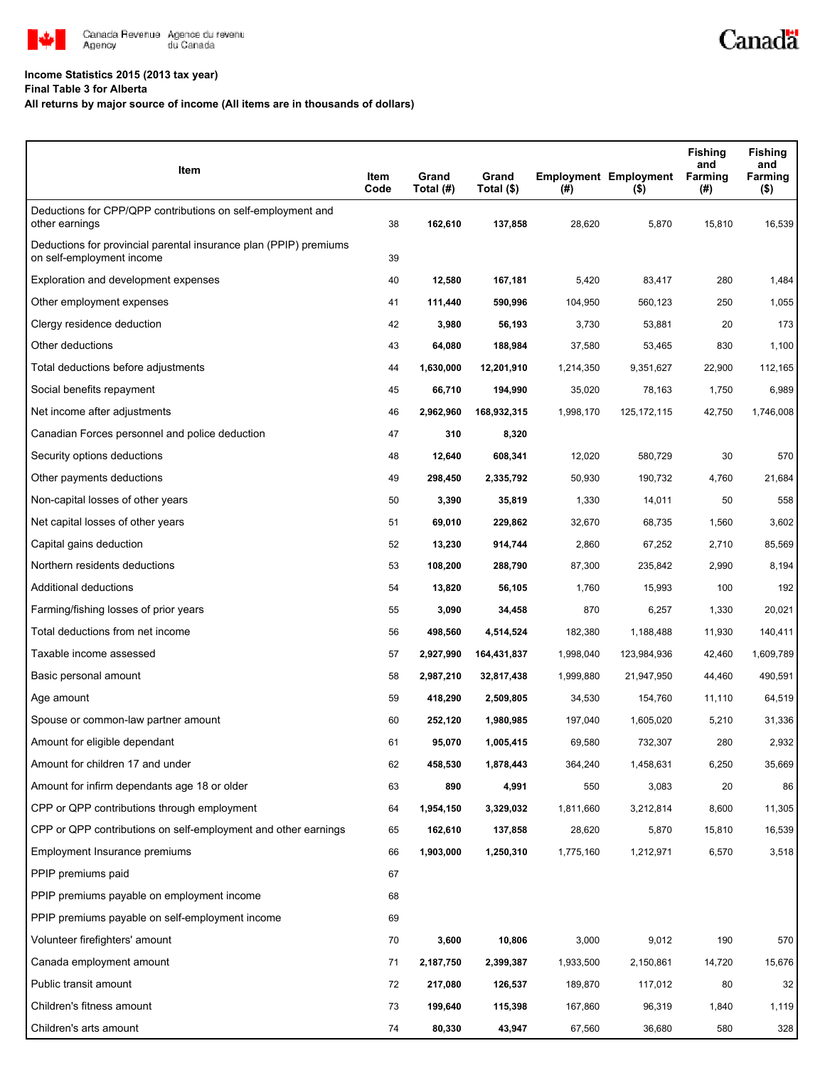Canada Revenue Agency / Agence du revenu du Canada

**Income Statistics 2015 (2013 tax year)**

**Final Table 3 for Alberta**

**All returns by major source of income (All items are in thousands of dollars)**

| Item | Item Code | Grand Total (#) | Grand Total ($) | Employment (#) | Employment ($) | Fishing and Farming (#) | Fishing and Farming ($) |
|---|---|---|---|---|---|---|---|
| Deductions for CPP/QPP contributions on self-employment and other earnings | 38 | **162,610** | **137,858** | 28,620 | 5,870 | 15,810 | 16,539 |
| Deductions for provincial parental insurance plan (PPIP) premiums on self-employment income | 39 | | | | | | |
| Exploration and development expenses | 40 | **12,580** | **167,181** | 5,420 | 83,417 | 280 | 1,484 |
| Other employment expenses | 41 | **111,440** | **590,996** | 104,950 | 560,123 | 250 | 1,055 |
| Clergy residence deduction | 42 | **3,980** | **56,193** | 3,730 | 53,881 | 20 | 173 |
| Other deductions | 43 | **64,080** | **188,984** | 37,580 | 53,465 | 830 | 1,100 |
| Total deductions before adjustments | 44 | **1,630,000** | **12,201,910** | 1,214,350 | 9,351,627 | 22,900 | 112,165 |
| Social benefits repayment | 45 | **66,710** | **194,990** | 35,020 | 78,163 | 1,750 | 6,989 |
| Net income after adjustments | 46 | **2,962,960** | **168,932,315** | 1,998,170 | 125,172,115 | 42,750 | 1,746,008 |
| Canadian Forces personnel and police deduction | 47 | **310** | **8,320** | | | | |
| Security options deductions | 48 | **12,640** | **608,341** | 12,020 | 580,729 | 30 | 570 |
| Other payments deductions | 49 | **298,450** | **2,335,792** | 50,930 | 190,732 | 4,760 | 21,684 |
| Non-capital losses of other years | 50 | **3,390** | **35,819** | 1,330 | 14,011 | 50 | 558 |
| Net capital losses of other years | 51 | **69,010** | **229,862** | 32,670 | 68,735 | 1,560 | 3,602 |
| Capital gains deduction | 52 | **13,230** | **914,744** | 2,860 | 67,252 | 2,710 | 85,569 |
| Northern residents deductions | 53 | **108,200** | **288,790** | 87,300 | 235,842 | 2,990 | 8,194 |
| Additional deductions | 54 | **13,820** | **56,105** | 1,760 | 15,993 | 100 | 192 |
| Farming/fishing losses of prior years | 55 | **3,090** | **34,458** | 870 | 6,257 | 1,330 | 20,021 |
| Total deductions from net income | 56 | **498,560** | **4,514,524** | 182,380 | 1,188,488 | 11,930 | 140,411 |
| Taxable income assessed | 57 | **2,927,990** | **164,431,837** | 1,998,040 | 123,984,936 | 42,460 | 1,609,789 |
| Basic personal amount | 58 | **2,987,210** | **32,817,438** | 1,999,880 | 21,947,950 | 44,460 | 490,591 |
| Age amount | 59 | **418,290** | **2,509,805** | 34,530 | 154,760 | 11,110 | 64,519 |
| Spouse or common-law partner amount | 60 | **252,120** | **1,980,985** | 197,040 | 1,605,020 | 5,210 | 31,336 |
| Amount for eligible dependant | 61 | **95,070** | **1,005,415** | 69,580 | 732,307 | 280 | 2,932 |
| Amount for children 17 and under | 62 | **458,530** | **1,878,443** | 364,240 | 1,458,631 | 6,250 | 35,669 |
| Amount for infirm dependants age 18 or older | 63 | **890** | **4,991** | 550 | 3,083 | 20 | 86 |
| CPP or QPP contributions through employment | 64 | **1,954,150** | **3,329,032** | 1,811,660 | 3,212,814 | 8,600 | 11,305 |
| CPP or QPP contributions on self-employment and other earnings | 65 | **162,610** | **137,858** | 28,620 | 5,870 | 15,810 | 16,539 |
| Employment Insurance premiums | 66 | **1,903,000** | **1,250,310** | 1,775,160 | 1,212,971 | 6,570 | 3,518 |
| PPIP premiums paid | 67 | | | | | | |
| PPIP premiums payable on employment income | 68 | | | | | | |
| PPIP premiums payable on self-employment income | 69 | | | | | | |
| Volunteer firefighters' amount | 70 | **3,600** | **10,806** | 3,000 | 9,012 | 190 | 570 |
| Canada employment amount | 71 | **2,187,750** | **2,399,387** | 1,933,500 | 2,150,861 | 14,720 | 15,676 |
| Public transit amount | 72 | **217,080** | **126,537** | 189,870 | 117,012 | 80 | 32 |
| Children's fitness amount | 73 | **199,640** | **115,398** | 167,860 | 96,319 | 1,840 | 1,119 |
| Children's arts amount | 74 | **80,330** | **43,947** | 67,560 | 36,680 | 580 | 328 |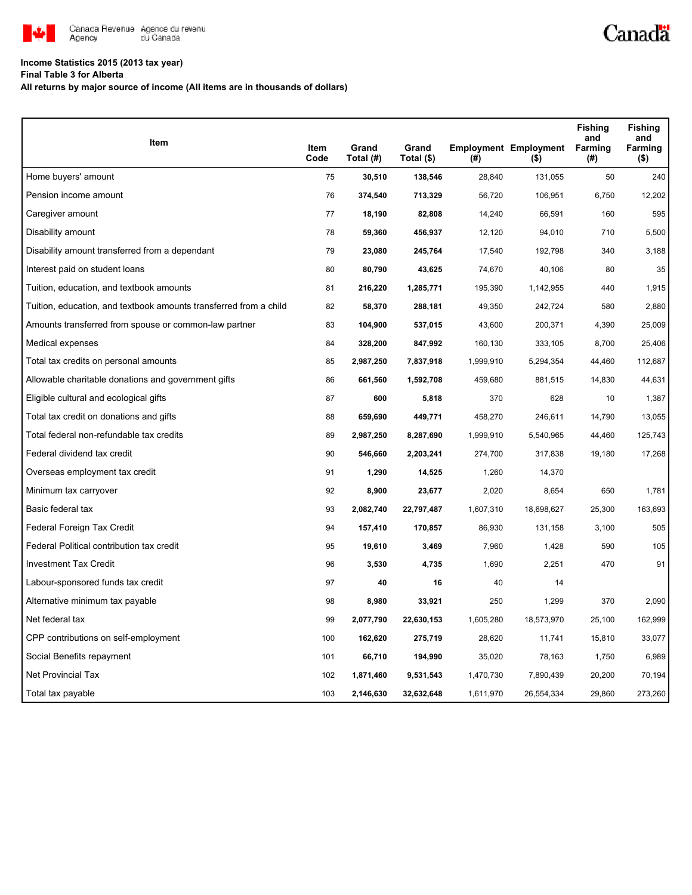**Income Statistics 2015 (2013 tax year)**

**Final Table 3 for Alberta**

**All returns by major source of income (All items are in thousands of dollars)**

| Item | Item Code | Grand Total (#) | Grand Total ($) | Employment (#) | Employment ($) | Fishing and Farming (#) | Fishing and Farming ($) |
|---|---|---|---|---|---|---|---|
| Home buyers' amount | 75 | **30,510** | **138,546** | 28,840 | 131,055 | 50 | 240 |
| Pension income amount | 76 | **374,540** | **713,329** | 56,720 | 106,951 | 6,750 | 12,202 |
| Caregiver amount | 77 | **18,190** | **82,808** | 14,240 | 66,591 | 160 | 595 |
| Disability amount | 78 | **59,360** | **456,937** | 12,120 | 94,010 | 710 | 5,500 |
| Disability amount transferred from a dependant | 79 | **23,080** | **245,764** | 17,540 | 192,798 | 340 | 3,188 |
| Interest paid on student loans | 80 | **80,790** | **43,625** | 74,670 | 40,106 | 80 | 35 |
| Tuition, education, and textbook amounts | 81 | **216,220** | **1,285,771** | 195,390 | 1,142,955 | 440 | 1,915 |
| Tuition, education, and textbook amounts transferred from a child | 82 | **58,370** | **288,181** | 49,350 | 242,724 | 580 | 2,880 |
| Amounts transferred from spouse or common-law partner | 83 | **104,900** | **537,015** | 43,600 | 200,371 | 4,390 | 25,009 |
| Medical expenses | 84 | **328,200** | **847,992** | 160,130 | 333,105 | 8,700 | 25,406 |
| Total tax credits on personal amounts | 85 | **2,987,250** | **7,837,918** | 1,999,910 | 5,294,354 | 44,460 | 112,687 |
| Allowable charitable donations and government gifts | 86 | **661,560** | **1,592,708** | 459,680 | 881,515 | 14,830 | 44,631 |
| Eligible cultural and ecological gifts | 87 | **600** | **5,818** | 370 | 628 | 10 | 1,387 |
| Total tax credit on donations and gifts | 88 | **659,690** | **449,771** | 458,270 | 246,611 | 14,790 | 13,055 |
| Total federal non-refundable tax credits | 89 | **2,987,250** | **8,287,690** | 1,999,910 | 5,540,965 | 44,460 | 125,743 |
| Federal dividend tax credit | 90 | **546,660** | **2,203,241** | 274,700 | 317,838 | 19,180 | 17,268 |
| Overseas employment tax credit | 91 | **1,290** | **14,525** | 1,260 | 14,370 | | |
| Minimum tax carryover | 92 | **8,900** | **23,677** | 2,020 | 8,654 | 650 | 1,781 |
| Basic federal tax | 93 | **2,082,740** | **22,797,487** | 1,607,310 | 18,698,627 | 25,300 | 163,693 |
| Federal Foreign Tax Credit | 94 | **157,410** | **170,857** | 86,930 | 131,158 | 3,100 | 505 |
| Federal Political contribution tax credit | 95 | **19,610** | **3,469** | 7,960 | 1,428 | 590 | 105 |
| Investment Tax Credit | 96 | **3,530** | **4,735** | 1,690 | 2,251 | 470 | 91 |
| Labour-sponsored funds tax credit | 97 | **40** | **16** | 40 | 14 | | |
| Alternative minimum tax payable | 98 | **8,980** | **33,921** | 250 | 1,299 | 370 | 2,090 |
| Net federal tax | 99 | **2,077,790** | **22,630,153** | 1,605,280 | 18,573,970 | 25,100 | 162,999 |
| CPP contributions on self-employment | 100 | **162,620** | **275,719** | 28,620 | 11,741 | 15,810 | 33,077 |
| Social Benefits repayment | 101 | **66,710** | **194,990** | 35,020 | 78,163 | 1,750 | 6,989 |
| Net Provincial Tax | 102 | **1,871,460** | **9,531,543** | 1,470,730 | 7,890,439 | 20,200 | 70,194 |
| Total tax payable | 103 | **2,146,630** | **32,632,648** | 1,611,970 | 26,554,334 | 29,860 | 273,260 |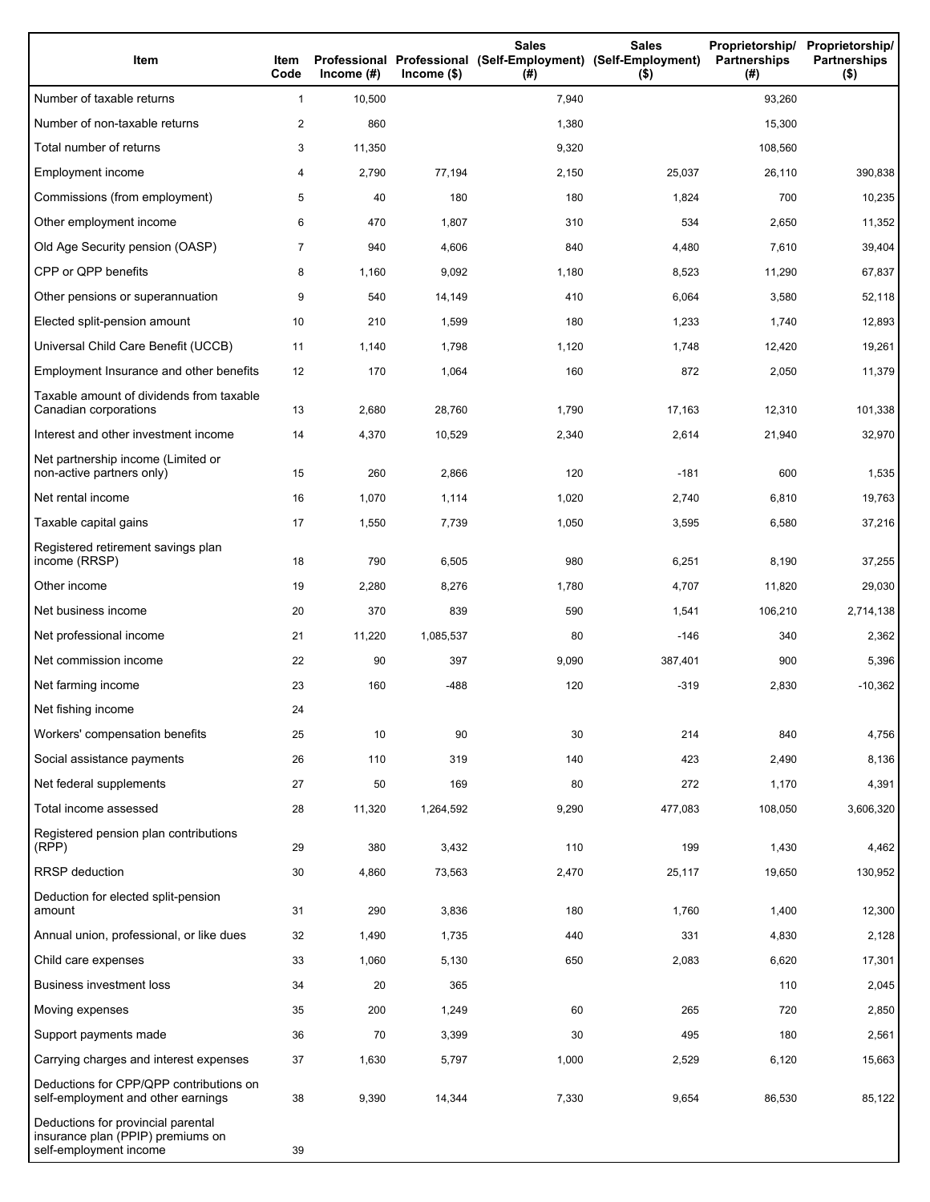| Item | Item Code | Professional Income (#) | Professional Income ($) | Sales (Self-Employment) (#) | Sales (Self-Employment) ($) | Proprietorship/ Partnerships (#) | Proprietorship/ Partnerships ($) |
|---|---|---|---|---|---|---|---|
| Number of taxable returns | 1 | 10,500 | | 7,940 | | 93,260 | |
| Number of non-taxable returns | 2 | 860 | | 1,380 | | 15,300 | |
| Total number of returns | 3 | 11,350 | | 9,320 | | 108,560 | |
| Employment income | 4 | 2,790 | 77,194 | 2,150 | 25,037 | 26,110 | 390,838 |
| Commissions (from employment) | 5 | 40 | 180 | 180 | 1,824 | 700 | 10,235 |
| Other employment income | 6 | 470 | 1,807 | 310 | 534 | 2,650 | 11,352 |
| Old Age Security pension (OASP) | 7 | 940 | 4,606 | 840 | 4,480 | 7,610 | 39,404 |
| CPP or QPP benefits | 8 | 1,160 | 9,092 | 1,180 | 8,523 | 11,290 | 67,837 |
| Other pensions or superannuation | 9 | 540 | 14,149 | 410 | 6,064 | 3,580 | 52,118 |
| Elected split-pension amount | 10 | 210 | 1,599 | 180 | 1,233 | 1,740 | 12,893 |
| Universal Child Care Benefit (UCCB) | 11 | 1,140 | 1,798 | 1,120 | 1,748 | 12,420 | 19,261 |
| Employment Insurance and other benefits | 12 | 170 | 1,064 | 160 | 872 | 2,050 | 11,379 |
| Taxable amount of dividends from taxable Canadian corporations | 13 | 2,680 | 28,760 | 1,790 | 17,163 | 12,310 | 101,338 |
| Interest and other investment income | 14 | 4,370 | 10,529 | 2,340 | 2,614 | 21,940 | 32,970 |
| Net partnership income (Limited or non-active partners only) | 15 | 260 | 2,866 | 120 | -181 | 600 | 1,535 |
| Net rental income | 16 | 1,070 | 1,114 | 1,020 | 2,740 | 6,810 | 19,763 |
| Taxable capital gains | 17 | 1,550 | 7,739 | 1,050 | 3,595 | 6,580 | 37,216 |
| Registered retirement savings plan income (RRSP) | 18 | 790 | 6,505 | 980 | 6,251 | 8,190 | 37,255 |
| Other income | 19 | 2,280 | 8,276 | 1,780 | 4,707 | 11,820 | 29,030 |
| Net business income | 20 | 370 | 839 | 590 | 1,541 | 106,210 | 2,714,138 |
| Net professional income | 21 | 11,220 | 1,085,537 | 80 | -146 | 340 | 2,362 |
| Net commission income | 22 | 90 | 397 | 9,090 | 387,401 | 900 | 5,396 |
| Net farming income | 23 | 160 | -488 | 120 | -319 | 2,830 | -10,362 |
| Net fishing income | 24 | | | | | | |
| Workers' compensation benefits | 25 | 10 | 90 | 30 | 214 | 840 | 4,756 |
| Social assistance payments | 26 | 110 | 319 | 140 | 423 | 2,490 | 8,136 |
| Net federal supplements | 27 | 50 | 169 | 80 | 272 | 1,170 | 4,391 |
| Total income assessed | 28 | 11,320 | 1,264,592 | 9,290 | 477,083 | 108,050 | 3,606,320 |
| Registered pension plan contributions (RPP) | 29 | 380 | 3,432 | 110 | 199 | 1,430 | 4,462 |
| RRSP deduction | 30 | 4,860 | 73,563 | 2,470 | 25,117 | 19,650 | 130,952 |
| Deduction for elected split-pension amount | 31 | 290 | 3,836 | 180 | 1,760 | 1,400 | 12,300 |
| Annual union, professional, or like dues | 32 | 1,490 | 1,735 | 440 | 331 | 4,830 | 2,128 |
| Child care expenses | 33 | 1,060 | 5,130 | 650 | 2,083 | 6,620 | 17,301 |
| Business investment loss | 34 | 20 | 365 | | | 110 | 2,045 |
| Moving expenses | 35 | 200 | 1,249 | 60 | 265 | 720 | 2,850 |
| Support payments made | 36 | 70 | 3,399 | 30 | 495 | 180 | 2,561 |
| Carrying charges and interest expenses | 37 | 1,630 | 5,797 | 1,000 | 2,529 | 6,120 | 15,663 |
| Deductions for CPP/QPP contributions on self-employment and other earnings | 38 | 9,390 | 14,344 | 7,330 | 9,654 | 86,530 | 85,122 |
| Deductions for provincial parental insurance plan (PPIP) premiums on self-employment income | 39 | | | | | | |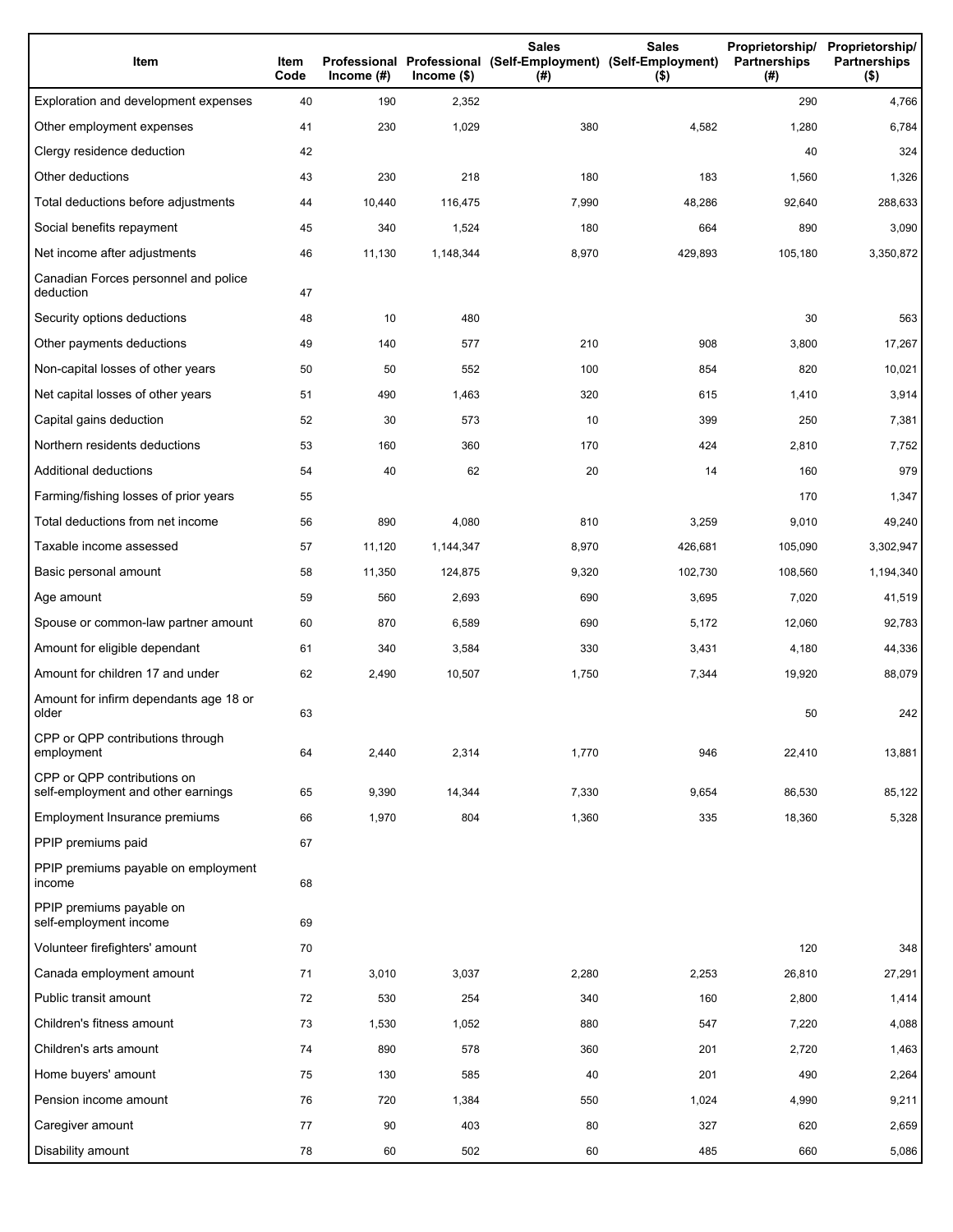| Item | Item Code | Professional Income (#) | Professional Income ($) | Sales (Self-Employment) (#) | Sales (Self-Employment) ($) | Proprietorship/ Partnerships (#) | Proprietorship/ Partnerships ($) |
|---|---|---|---|---|---|---|---|
| Exploration and development expenses | 40 | 190 | 2,352 | | | 290 | 4,766 |
| Other employment expenses | 41 | 230 | 1,029 | 380 | 4,582 | 1,280 | 6,784 |
| Clergy residence deduction | 42 | | | | | 40 | 324 |
| Other deductions | 43 | 230 | 218 | 180 | 183 | 1,560 | 1,326 |
| Total deductions before adjustments | 44 | 10,440 | 116,475 | 7,990 | 48,286 | 92,640 | 288,633 |
| Social benefits repayment | 45 | 340 | 1,524 | 180 | 664 | 890 | 3,090 |
| Net income after adjustments | 46 | 11,130 | 1,148,344 | 8,970 | 429,893 | 105,180 | 3,350,872 |
| Canadian Forces personnel and police deduction | 47 | | | | | | |
| Security options deductions | 48 | 10 | 480 | | | 30 | 563 |
| Other payments deductions | 49 | 140 | 577 | 210 | 908 | 3,800 | 17,267 |
| Non-capital losses of other years | 50 | 50 | 552 | 100 | 854 | 820 | 10,021 |
| Net capital losses of other years | 51 | 490 | 1,463 | 320 | 615 | 1,410 | 3,914 |
| Capital gains deduction | 52 | 30 | 573 | 10 | 399 | 250 | 7,381 |
| Northern residents deductions | 53 | 160 | 360 | 170 | 424 | 2,810 | 7,752 |
| Additional deductions | 54 | 40 | 62 | 20 | 14 | 160 | 979 |
| Farming/fishing losses of prior years | 55 | | | | | 170 | 1,347 |
| Total deductions from net income | 56 | 890 | 4,080 | 810 | 3,259 | 9,010 | 49,240 |
| Taxable income assessed | 57 | 11,120 | 1,144,347 | 8,970 | 426,681 | 105,090 | 3,302,947 |
| Basic personal amount | 58 | 11,350 | 124,875 | 9,320 | 102,730 | 108,560 | 1,194,340 |
| Age amount | 59 | 560 | 2,693 | 690 | 3,695 | 7,020 | 41,519 |
| Spouse or common-law partner amount | 60 | 870 | 6,589 | 690 | 5,172 | 12,060 | 92,783 |
| Amount for eligible dependant | 61 | 340 | 3,584 | 330 | 3,431 | 4,180 | 44,336 |
| Amount for children 17 and under | 62 | 2,490 | 10,507 | 1,750 | 7,344 | 19,920 | 88,079 |
| Amount for infirm dependants age 18 or older | 63 | | | | | 50 | 242 |
| CPP or QPP contributions through employment | 64 | 2,440 | 2,314 | 1,770 | 946 | 22,410 | 13,881 |
| CPP or QPP contributions on self-employment and other earnings | 65 | 9,390 | 14,344 | 7,330 | 9,654 | 86,530 | 85,122 |
| Employment Insurance premiums | 66 | 1,970 | 804 | 1,360 | 335 | 18,360 | 5,328 |
| PPIP premiums paid | 67 | | | | | | |
| PPIP premiums payable on employment income | 68 | | | | | | |
| PPIP premiums payable on self-employment income | 69 | | | | | | |
| Volunteer firefighters' amount | 70 | | | | | 120 | 348 |
| Canada employment amount | 71 | 3,010 | 3,037 | 2,280 | 2,253 | 26,810 | 27,291 |
| Public transit amount | 72 | 530 | 254 | 340 | 160 | 2,800 | 1,414 |
| Children's fitness amount | 73 | 1,530 | 1,052 | 880 | 547 | 7,220 | 4,088 |
| Children's arts amount | 74 | 890 | 578 | 360 | 201 | 2,720 | 1,463 |
| Home buyers' amount | 75 | 130 | 585 | 40 | 201 | 490 | 2,264 |
| Pension income amount | 76 | 720 | 1,384 | 550 | 1,024 | 4,990 | 9,211 |
| Caregiver amount | 77 | 90 | 403 | 80 | 327 | 620 | 2,659 |
| Disability amount | 78 | 60 | 502 | 60 | 485 | 660 | 5,086 |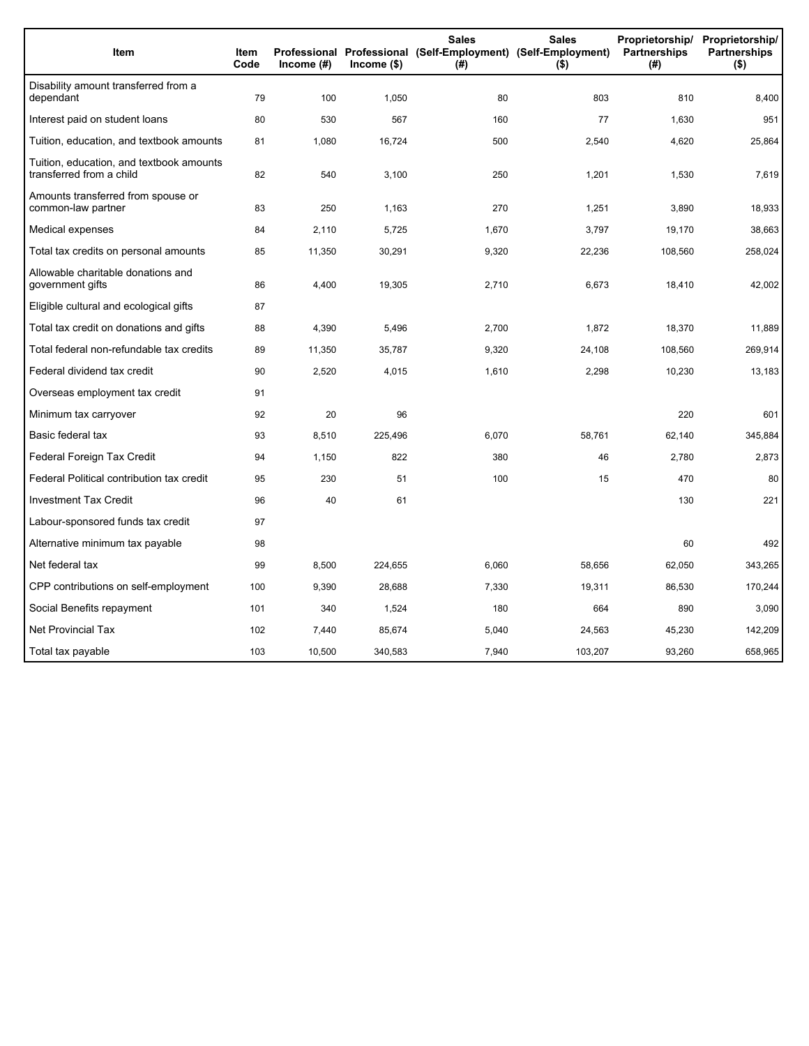| Item | Item Code | Professional Income (#) | Professional Income ($) | Sales (Self-Employment) (#) | Sales (Self-Employment) ($) | Proprietorship/ Partnerships (#) | Proprietorship/ Partnerships ($) |
|---|---|---|---|---|---|---|---|
| Disability amount transferred from a dependant | 79 | 100 | 1,050 | 80 | 803 | 810 | 8,400 |
| Interest paid on student loans | 80 | 530 | 567 | 160 | 77 | 1,630 | 951 |
| Tuition, education, and textbook amounts | 81 | 1,080 | 16,724 | 500 | 2,540 | 4,620 | 25,864 |
| Tuition, education, and textbook amounts transferred from a child | 82 | 540 | 3,100 | 250 | 1,201 | 1,530 | 7,619 |
| Amounts transferred from spouse or common-law partner | 83 | 250 | 1,163 | 270 | 1,251 | 3,890 | 18,933 |
| Medical expenses | 84 | 2,110 | 5,725 | 1,670 | 3,797 | 19,170 | 38,663 |
| Total tax credits on personal amounts | 85 | 11,350 | 30,291 | 9,320 | 22,236 | 108,560 | 258,024 |
| Allowable charitable donations and government gifts | 86 | 4,400 | 19,305 | 2,710 | 6,673 | 18,410 | 42,002 |
| Eligible cultural and ecological gifts | 87 | | | | | | |
| Total tax credit on donations and gifts | 88 | 4,390 | 5,496 | 2,700 | 1,872 | 18,370 | 11,889 |
| Total federal non-refundable tax credits | 89 | 11,350 | 35,787 | 9,320 | 24,108 | 108,560 | 269,914 |
| Federal dividend tax credit | 90 | 2,520 | 4,015 | 1,610 | 2,298 | 10,230 | 13,183 |
| Overseas employment tax credit | 91 | | | | | | |
| Minimum tax carryover | 92 | 20 | 96 | | | 220 | 601 |
| Basic federal tax | 93 | 8,510 | 225,496 | 6,070 | 58,761 | 62,140 | 345,884 |
| Federal Foreign Tax Credit | 94 | 1,150 | 822 | 380 | 46 | 2,780 | 2,873 |
| Federal Political contribution tax credit | 95 | 230 | 51 | 100 | 15 | 470 | 80 |
| Investment Tax Credit | 96 | 40 | 61 | | | 130 | 221 |
| Labour-sponsored funds tax credit | 97 | | | | | | |
| Alternative minimum tax payable | 98 | | | | | 60 | 492 |
| Net federal tax | 99 | 8,500 | 224,655 | 6,060 | 58,656 | 62,050 | 343,265 |
| CPP contributions on self-employment | 100 | 9,390 | 28,688 | 7,330 | 19,311 | 86,530 | 170,244 |
| Social Benefits repayment | 101 | 340 | 1,524 | 180 | 664 | 890 | 3,090 |
| Net Provincial Tax | 102 | 7,440 | 85,674 | 5,040 | 24,563 | 45,230 | 142,209 |
| Total tax payable | 103 | 10,500 | 340,583 | 7,940 | 103,207 | 93,260 | 658,965 |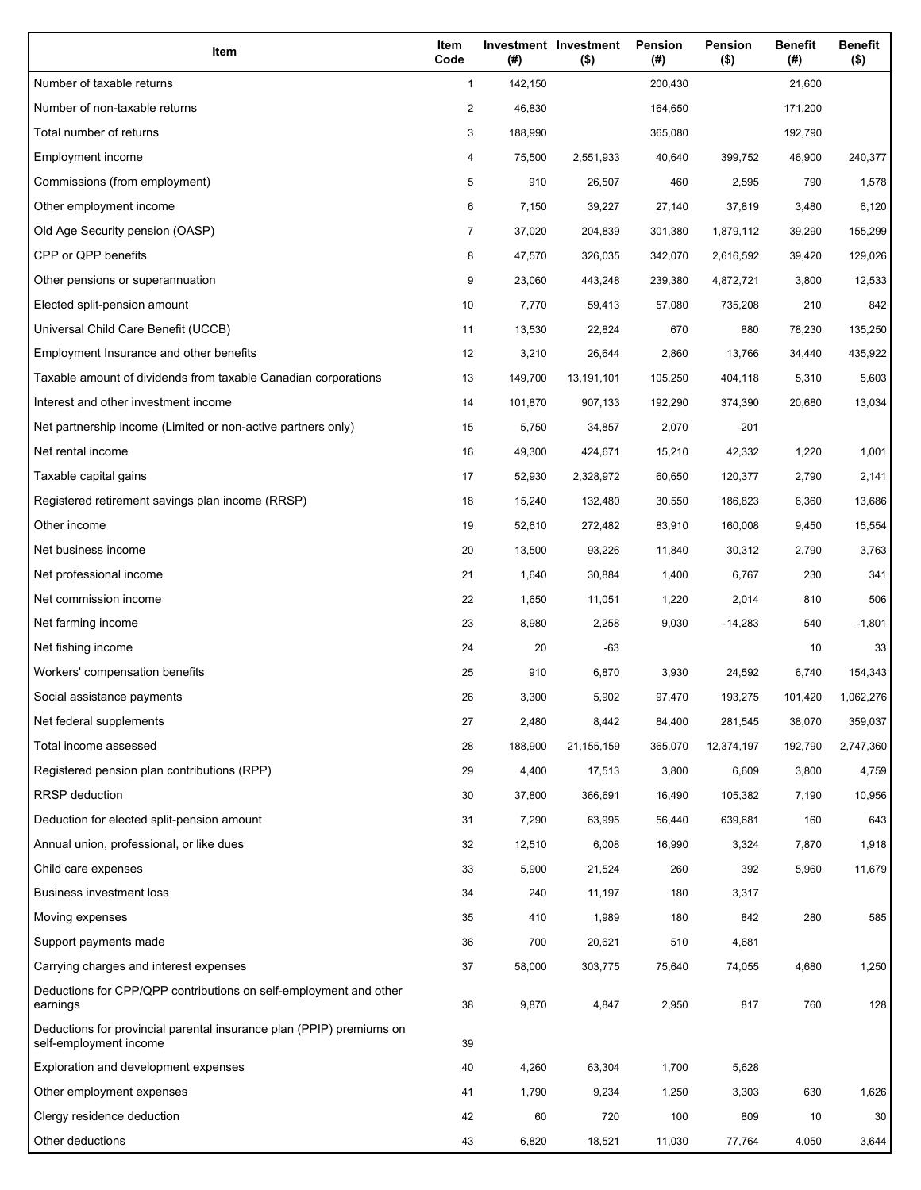| Item | Item Code | Investment (#) | Investment ($) | Pension (#) | Pension ($) | Benefit (#) | Benefit ($) |
|---|---|---|---|---|---|---|---|
| Number of taxable returns | 1 | 142,150 | | 200,430 | | 21,600 | |
| Number of non-taxable returns | 2 | 46,830 | | 164,650 | | 171,200 | |
| Total number of returns | 3 | 188,990 | | 365,080 | | 192,790 | |
| Employment income | 4 | 75,500 | 2,551,933 | 40,640 | 399,752 | 46,900 | 240,377 |
| Commissions (from employment) | 5 | 910 | 26,507 | 460 | 2,595 | 790 | 1,578 |
| Other employment income | 6 | 7,150 | 39,227 | 27,140 | 37,819 | 3,480 | 6,120 |
| Old Age Security pension (OASP) | 7 | 37,020 | 204,839 | 301,380 | 1,879,112 | 39,290 | 155,299 |
| CPP or QPP benefits | 8 | 47,570 | 326,035 | 342,070 | 2,616,592 | 39,420 | 129,026 |
| Other pensions or superannuation | 9 | 23,060 | 443,248 | 239,380 | 4,872,721 | 3,800 | 12,533 |
| Elected split-pension amount | 10 | 7,770 | 59,413 | 57,080 | 735,208 | 210 | 842 |
| Universal Child Care Benefit (UCCB) | 11 | 13,530 | 22,824 | 670 | 880 | 78,230 | 135,250 |
| Employment Insurance and other benefits | 12 | 3,210 | 26,644 | 2,860 | 13,766 | 34,440 | 435,922 |
| Taxable amount of dividends from taxable Canadian corporations | 13 | 149,700 | 13,191,101 | 105,250 | 404,118 | 5,310 | 5,603 |
| Interest and other investment income | 14 | 101,870 | 907,133 | 192,290 | 374,390 | 20,680 | 13,034 |
| Net partnership income (Limited or non-active partners only) | 15 | 5,750 | 34,857 | 2,070 | -201 | | |
| Net rental income | 16 | 49,300 | 424,671 | 15,210 | 42,332 | 1,220 | 1,001 |
| Taxable capital gains | 17 | 52,930 | 2,328,972 | 60,650 | 120,377 | 2,790 | 2,141 |
| Registered retirement savings plan income (RRSP) | 18 | 15,240 | 132,480 | 30,550 | 186,823 | 6,360 | 13,686 |
| Other income | 19 | 52,610 | 272,482 | 83,910 | 160,008 | 9,450 | 15,554 |
| Net business income | 20 | 13,500 | 93,226 | 11,840 | 30,312 | 2,790 | 3,763 |
| Net professional income | 21 | 1,640 | 30,884 | 1,400 | 6,767 | 230 | 341 |
| Net commission income | 22 | 1,650 | 11,051 | 1,220 | 2,014 | 810 | 506 |
| Net farming income | 23 | 8,980 | 2,258 | 9,030 | -14,283 | 540 | -1,801 |
| Net fishing income | 24 | 20 | -63 | | | 10 | 33 |
| Workers' compensation benefits | 25 | 910 | 6,870 | 3,930 | 24,592 | 6,740 | 154,343 |
| Social assistance payments | 26 | 3,300 | 5,902 | 97,470 | 193,275 | 101,420 | 1,062,276 |
| Net federal supplements | 27 | 2,480 | 8,442 | 84,400 | 281,545 | 38,070 | 359,037 |
| Total income assessed | 28 | 188,900 | 21,155,159 | 365,070 | 12,374,197 | 192,790 | 2,747,360 |
| Registered pension plan contributions (RPP) | 29 | 4,400 | 17,513 | 3,800 | 6,609 | 3,800 | 4,759 |
| RRSP deduction | 30 | 37,800 | 366,691 | 16,490 | 105,382 | 7,190 | 10,956 |
| Deduction for elected split-pension amount | 31 | 7,290 | 63,995 | 56,440 | 639,681 | 160 | 643 |
| Annual union, professional, or like dues | 32 | 12,510 | 6,008 | 16,990 | 3,324 | 7,870 | 1,918 |
| Child care expenses | 33 | 5,900 | 21,524 | 260 | 392 | 5,960 | 11,679 |
| Business investment loss | 34 | 240 | 11,197 | 180 | 3,317 | | |
| Moving expenses | 35 | 410 | 1,989 | 180 | 842 | 280 | 585 |
| Support payments made | 36 | 700 | 20,621 | 510 | 4,681 | | |
| Carrying charges and interest expenses | 37 | 58,000 | 303,775 | 75,640 | 74,055 | 4,680 | 1,250 |
| Deductions for CPP/QPP contributions on self-employment and other earnings | 38 | 9,870 | 4,847 | 2,950 | 817 | 760 | 128 |
| Deductions for provincial parental insurance plan (PPIP) premiums on self-employment income | 39 | | | | | | |
| Exploration and development expenses | 40 | 4,260 | 63,304 | 1,700 | 5,628 | | |
| Other employment expenses | 41 | 1,790 | 9,234 | 1,250 | 3,303 | 630 | 1,626 |
| Clergy residence deduction | 42 | 60 | 720 | 100 | 809 | 10 | 30 |
| Other deductions | 43 | 6,820 | 18,521 | 11,030 | 77,764 | 4,050 | 3,644 |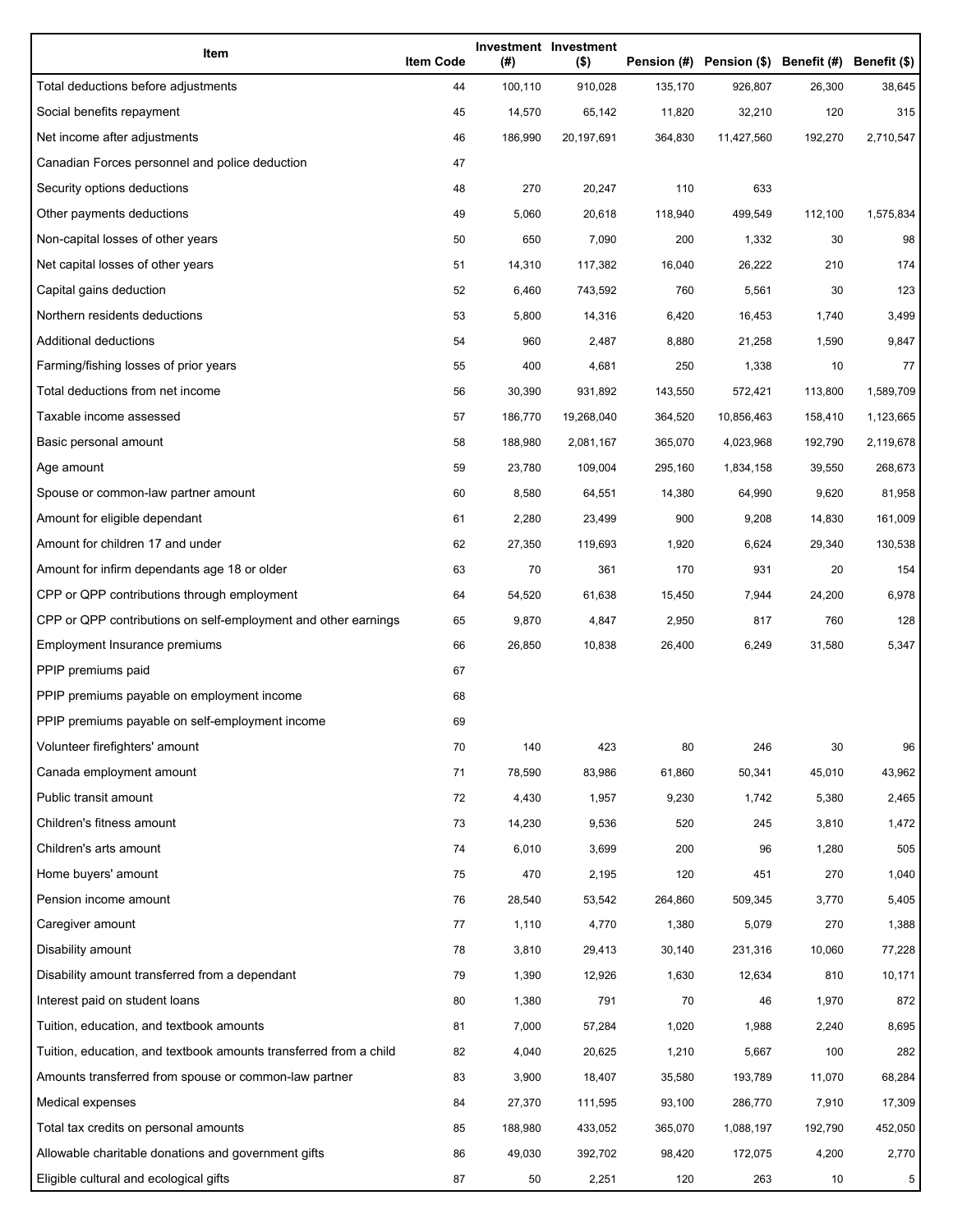| Item | Item Code | Investment (#) | Investment ($) | Pension (#) | Pension ($) | Benefit (#) | Benefit ($) |
|---|---|---|---|---|---|---|---|
| Total deductions before adjustments | 44 | 100,110 | 910,028 | 135,170 | 926,807 | 26,300 | 38,645 |
| Social benefits repayment | 45 | 14,570 | 65,142 | 11,820 | 32,210 | 120 | 315 |
| Net income after adjustments | 46 | 186,990 | 20,197,691 | 364,830 | 11,427,560 | 192,270 | 2,710,547 |
| Canadian Forces personnel and police deduction | 47 | | | | | | |
| Security options deductions | 48 | 270 | 20,247 | 110 | 633 | | |
| Other payments deductions | 49 | 5,060 | 20,618 | 118,940 | 499,549 | 112,100 | 1,575,834 |
| Non-capital losses of other years | 50 | 650 | 7,090 | 200 | 1,332 | 30 | 98 |
| Net capital losses of other years | 51 | 14,310 | 117,382 | 16,040 | 26,222 | 210 | 174 |
| Capital gains deduction | 52 | 6,460 | 743,592 | 760 | 5,561 | 30 | 123 |
| Northern residents deductions | 53 | 5,800 | 14,316 | 6,420 | 16,453 | 1,740 | 3,499 |
| Additional deductions | 54 | 960 | 2,487 | 8,880 | 21,258 | 1,590 | 9,847 |
| Farming/fishing losses of prior years | 55 | 400 | 4,681 | 250 | 1,338 | 10 | 77 |
| Total deductions from net income | 56 | 30,390 | 931,892 | 143,550 | 572,421 | 113,800 | 1,589,709 |
| Taxable income assessed | 57 | 186,770 | 19,268,040 | 364,520 | 10,856,463 | 158,410 | 1,123,665 |
| Basic personal amount | 58 | 188,980 | 2,081,167 | 365,070 | 4,023,968 | 192,790 | 2,119,678 |
| Age amount | 59 | 23,780 | 109,004 | 295,160 | 1,834,158 | 39,550 | 268,673 |
| Spouse or common-law partner amount | 60 | 8,580 | 64,551 | 14,380 | 64,990 | 9,620 | 81,958 |
| Amount for eligible dependant | 61 | 2,280 | 23,499 | 900 | 9,208 | 14,830 | 161,009 |
| Amount for children 17 and under | 62 | 27,350 | 119,693 | 1,920 | 6,624 | 29,340 | 130,538 |
| Amount for infirm dependants age 18 or older | 63 | 70 | 361 | 170 | 931 | 20 | 154 |
| CPP or QPP contributions through employment | 64 | 54,520 | 61,638 | 15,450 | 7,944 | 24,200 | 6,978 |
| CPP or QPP contributions on self-employment and other earnings | 65 | 9,870 | 4,847 | 2,950 | 817 | 760 | 128 |
| Employment Insurance premiums | 66 | 26,850 | 10,838 | 26,400 | 6,249 | 31,580 | 5,347 |
| PPIP premiums paid | 67 | | | | | | |
| PPIP premiums payable on employment income | 68 | | | | | | |
| PPIP premiums payable on self-employment income | 69 | | | | | | |
| Volunteer firefighters' amount | 70 | 140 | 423 | 80 | 246 | 30 | 96 |
| Canada employment amount | 71 | 78,590 | 83,986 | 61,860 | 50,341 | 45,010 | 43,962 |
| Public transit amount | 72 | 4,430 | 1,957 | 9,230 | 1,742 | 5,380 | 2,465 |
| Children's fitness amount | 73 | 14,230 | 9,536 | 520 | 245 | 3,810 | 1,472 |
| Children's arts amount | 74 | 6,010 | 3,699 | 200 | 96 | 1,280 | 505 |
| Home buyers' amount | 75 | 470 | 2,195 | 120 | 451 | 270 | 1,040 |
| Pension income amount | 76 | 28,540 | 53,542 | 264,860 | 509,345 | 3,770 | 5,405 |
| Caregiver amount | 77 | 1,110 | 4,770 | 1,380 | 5,079 | 270 | 1,388 |
| Disability amount | 78 | 3,810 | 29,413 | 30,140 | 231,316 | 10,060 | 77,228 |
| Disability amount transferred from a dependant | 79 | 1,390 | 12,926 | 1,630 | 12,634 | 810 | 10,171 |
| Interest paid on student loans | 80 | 1,380 | 791 | 70 | 46 | 1,970 | 872 |
| Tuition, education, and textbook amounts | 81 | 7,000 | 57,284 | 1,020 | 1,988 | 2,240 | 8,695 |
| Tuition, education, and textbook amounts transferred from a child | 82 | 4,040 | 20,625 | 1,210 | 5,667 | 100 | 282 |
| Amounts transferred from spouse or common-law partner | 83 | 3,900 | 18,407 | 35,580 | 193,789 | 11,070 | 68,284 |
| Medical expenses | 84 | 27,370 | 111,595 | 93,100 | 286,770 | 7,910 | 17,309 |
| Total tax credits on personal amounts | 85 | 188,980 | 433,052 | 365,070 | 1,088,197 | 192,790 | 452,050 |
| Allowable charitable donations and government gifts | 86 | 49,030 | 392,702 | 98,420 | 172,075 | 4,200 | 2,770 |
| Eligible cultural and ecological gifts | 87 | 50 | 2,251 | 120 | 263 | 10 | 5 |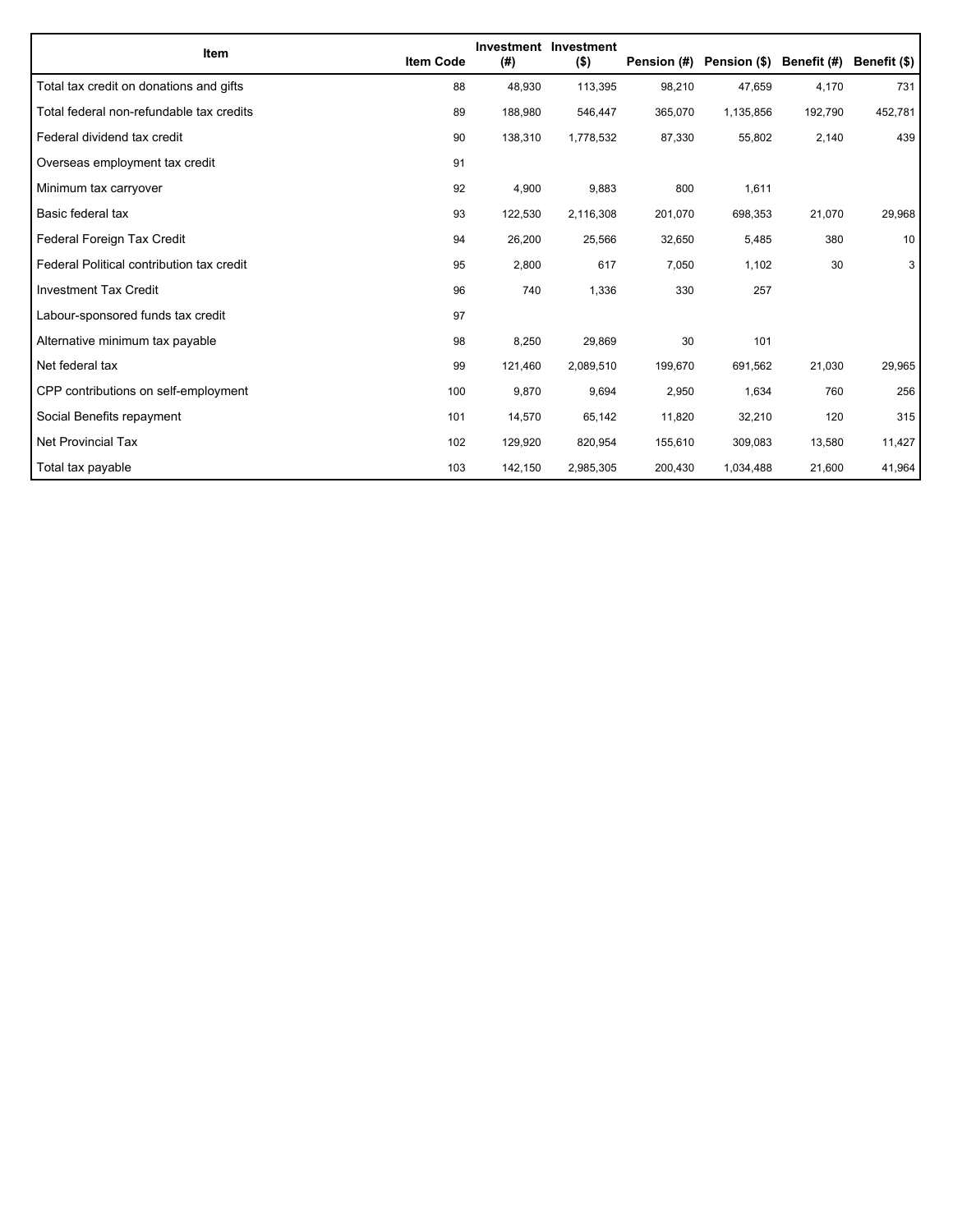| Item | Item Code | Investment (#) | Investment ($) | Pension (#) | Pension ($) | Benefit (#) | Benefit ($) |
|---|---|---|---|---|---|---|---|
| Total tax credit on donations and gifts | 88 | 48,930 | 113,395 | 98,210 | 47,659 | 4,170 | 731 |
| Total federal non-refundable tax credits | 89 | 188,980 | 546,447 | 365,070 | 1,135,856 | 192,790 | 452,781 |
| Federal dividend tax credit | 90 | 138,310 | 1,778,532 | 87,330 | 55,802 | 2,140 | 439 |
| Overseas employment tax credit | 91 | | | | | | |
| Minimum tax carryover | 92 | 4,900 | 9,883 | 800 | 1,611 | | |
| Basic federal tax | 93 | 122,530 | 2,116,308 | 201,070 | 698,353 | 21,070 | 29,968 |
| Federal Foreign Tax Credit | 94 | 26,200 | 25,566 | 32,650 | 5,485 | 380 | 10 |
| Federal Political contribution tax credit | 95 | 2,800 | 617 | 7,050 | 1,102 | 30 | 3 |
| Investment Tax Credit | 96 | 740 | 1,336 | 330 | 257 | | |
| Labour-sponsored funds tax credit | 97 | | | | | | |
| Alternative minimum tax payable | 98 | 8,250 | 29,869 | 30 | 101 | | |
| Net federal tax | 99 | 121,460 | 2,089,510 | 199,670 | 691,562 | 21,030 | 29,965 |
| CPP contributions on self-employment | 100 | 9,870 | 9,694 | 2,950 | 1,634 | 760 | 256 |
| Social Benefits repayment | 101 | 14,570 | 65,142 | 11,820 | 32,210 | 120 | 315 |
| Net Provincial Tax | 102 | 129,920 | 820,954 | 155,610 | 309,083 | 13,580 | 11,427 |
| Total tax payable | 103 | 142,150 | 2,985,305 | 200,430 | 1,034,488 | 21,600 | 41,964 |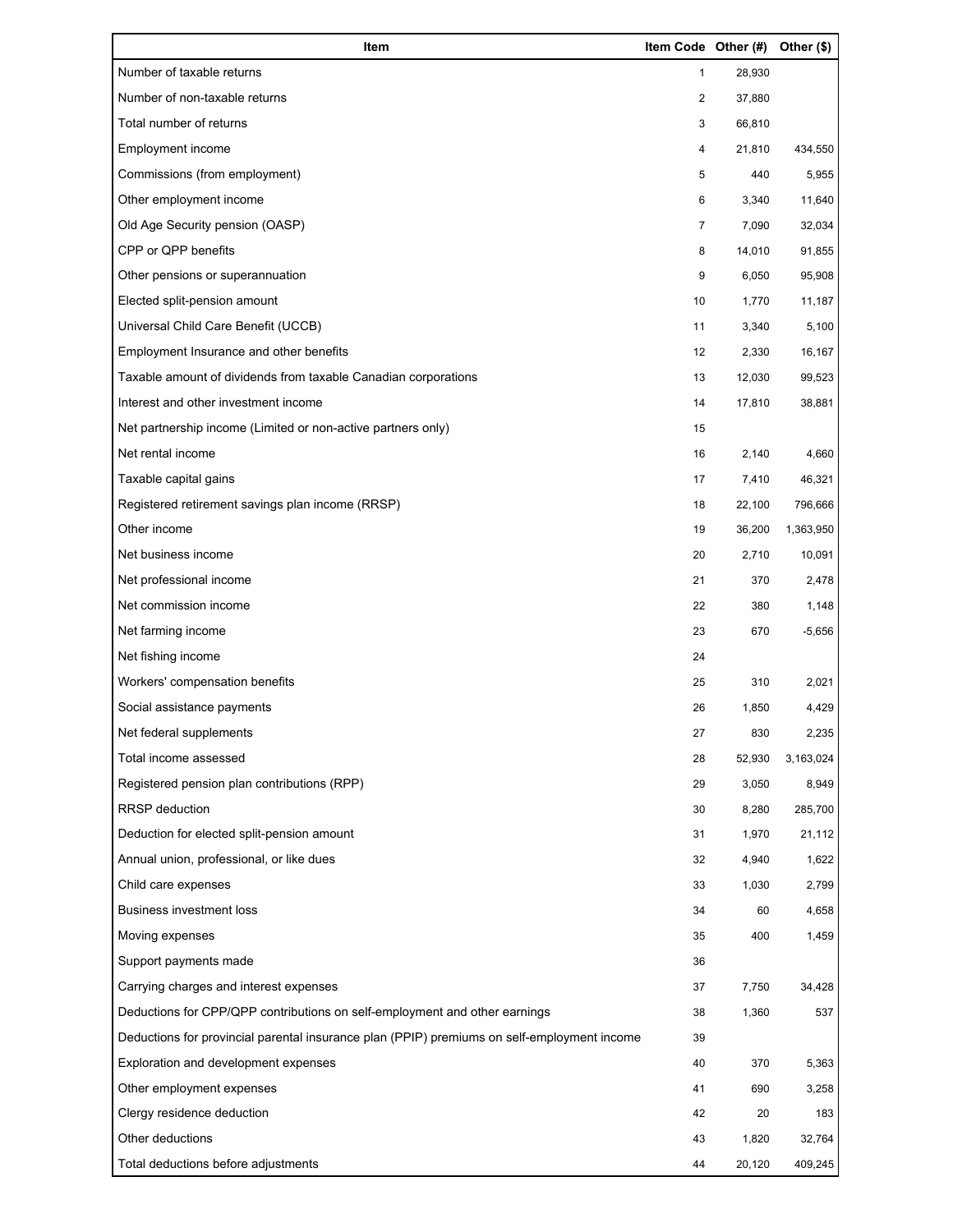| Item | Item Code | Other (#) | Other ($) |
| --- | --- | --- | --- |
| Number of taxable returns | 1 | 28,930 | |
| Number of non-taxable returns | 2 | 37,880 | |
| Total number of returns | 3 | 66,810 | |
| Employment income | 4 | 21,810 | 434,550 |
| Commissions (from employment) | 5 | 440 | 5,955 |
| Other employment income | 6 | 3,340 | 11,640 |
| Old Age Security pension (OASP) | 7 | 7,090 | 32,034 |
| CPP or QPP benefits | 8 | 14,010 | 91,855 |
| Other pensions or superannuation | 9 | 6,050 | 95,908 |
| Elected split-pension amount | 10 | 1,770 | 11,187 |
| Universal Child Care Benefit (UCCB) | 11 | 3,340 | 5,100 |
| Employment Insurance and other benefits | 12 | 2,330 | 16,167 |
| Taxable amount of dividends from taxable Canadian corporations | 13 | 12,030 | 99,523 |
| Interest and other investment income | 14 | 17,810 | 38,881 |
| Net partnership income (Limited or non-active partners only) | 15 | | |
| Net rental income | 16 | 2,140 | 4,660 |
| Taxable capital gains | 17 | 7,410 | 46,321 |
| Registered retirement savings plan income (RRSP) | 18 | 22,100 | 796,666 |
| Other income | 19 | 36,200 | 1,363,950 |
| Net business income | 20 | 2,710 | 10,091 |
| Net professional income | 21 | 370 | 2,478 |
| Net commission income | 22 | 380 | 1,148 |
| Net farming income | 23 | 670 | -5,656 |
| Net fishing income | 24 | | |
| Workers' compensation benefits | 25 | 310 | 2,021 |
| Social assistance payments | 26 | 1,850 | 4,429 |
| Net federal supplements | 27 | 830 | 2,235 |
| Total income assessed | 28 | 52,930 | 3,163,024 |
| Registered pension plan contributions (RPP) | 29 | 3,050 | 8,949 |
| RRSP deduction | 30 | 8,280 | 285,700 |
| Deduction for elected split-pension amount | 31 | 1,970 | 21,112 |
| Annual union, professional, or like dues | 32 | 4,940 | 1,622 |
| Child care expenses | 33 | 1,030 | 2,799 |
| Business investment loss | 34 | 60 | 4,658 |
| Moving expenses | 35 | 400 | 1,459 |
| Support payments made | 36 | | |
| Carrying charges and interest expenses | 37 | 7,750 | 34,428 |
| Deductions for CPP/QPP contributions on self-employment and other earnings | 38 | 1,360 | 537 |
| Deductions for provincial parental insurance plan (PPIP) premiums on self-employment income | 39 | | |
| Exploration and development expenses | 40 | 370 | 5,363 |
| Other employment expenses | 41 | 690 | 3,258 |
| Clergy residence deduction | 42 | 20 | 183 |
| Other deductions | 43 | 1,820 | 32,764 |
| Total deductions before adjustments | 44 | 20,120 | 409,245 |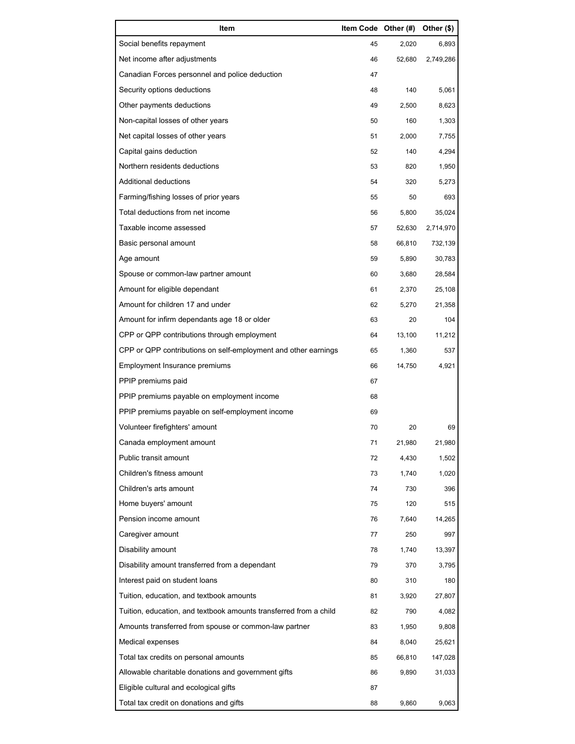| Item | Item Code | Other (#) | Other ($) |
| --- | --- | --- | --- |
| Social benefits repayment | 45 | 2,020 | 6,893 |
| Net income after adjustments | 46 | 52,680 | 2,749,286 |
| Canadian Forces personnel and police deduction | 47 | | |
| Security options deductions | 48 | 140 | 5,061 |
| Other payments deductions | 49 | 2,500 | 8,623 |
| Non-capital losses of other years | 50 | 160 | 1,303 |
| Net capital losses of other years | 51 | 2,000 | 7,755 |
| Capital gains deduction | 52 | 140 | 4,294 |
| Northern residents deductions | 53 | 820 | 1,950 |
| Additional deductions | 54 | 320 | 5,273 |
| Farming/fishing losses of prior years | 55 | 50 | 693 |
| Total deductions from net income | 56 | 5,800 | 35,024 |
| Taxable income assessed | 57 | 52,630 | 2,714,970 |
| Basic personal amount | 58 | 66,810 | 732,139 |
| Age amount | 59 | 5,890 | 30,783 |
| Spouse or common-law partner amount | 60 | 3,680 | 28,584 |
| Amount for eligible dependant | 61 | 2,370 | 25,108 |
| Amount for children 17 and under | 62 | 5,270 | 21,358 |
| Amount for infirm dependants age 18 or older | 63 | 20 | 104 |
| CPP or QPP contributions through employment | 64 | 13,100 | 11,212 |
| CPP or QPP contributions on self-employment and other earnings | 65 | 1,360 | 537 |
| Employment Insurance premiums | 66 | 14,750 | 4,921 |
| PPIP premiums paid | 67 | | |
| PPIP premiums payable on employment income | 68 | | |
| PPIP premiums payable on self-employment income | 69 | | |
| Volunteer firefighters' amount | 70 | 20 | 69 |
| Canada employment amount | 71 | 21,980 | 21,980 |
| Public transit amount | 72 | 4,430 | 1,502 |
| Children's fitness amount | 73 | 1,740 | 1,020 |
| Children's arts amount | 74 | 730 | 396 |
| Home buyers' amount | 75 | 120 | 515 |
| Pension income amount | 76 | 7,640 | 14,265 |
| Caregiver amount | 77 | 250 | 997 |
| Disability amount | 78 | 1,740 | 13,397 |
| Disability amount transferred from a dependant | 79 | 370 | 3,795 |
| Interest paid on student loans | 80 | 310 | 180 |
| Tuition, education, and textbook amounts | 81 | 3,920 | 27,807 |
| Tuition, education, and textbook amounts transferred from a child | 82 | 790 | 4,082 |
| Amounts transferred from spouse or common-law partner | 83 | 1,950 | 9,808 |
| Medical expenses | 84 | 8,040 | 25,621 |
| Total tax credits on personal amounts | 85 | 66,810 | 147,028 |
| Allowable charitable donations and government gifts | 86 | 9,890 | 31,033 |
| Eligible cultural and ecological gifts | 87 | | |
| Total tax credit on donations and gifts | 88 | 9,860 | 9,063 |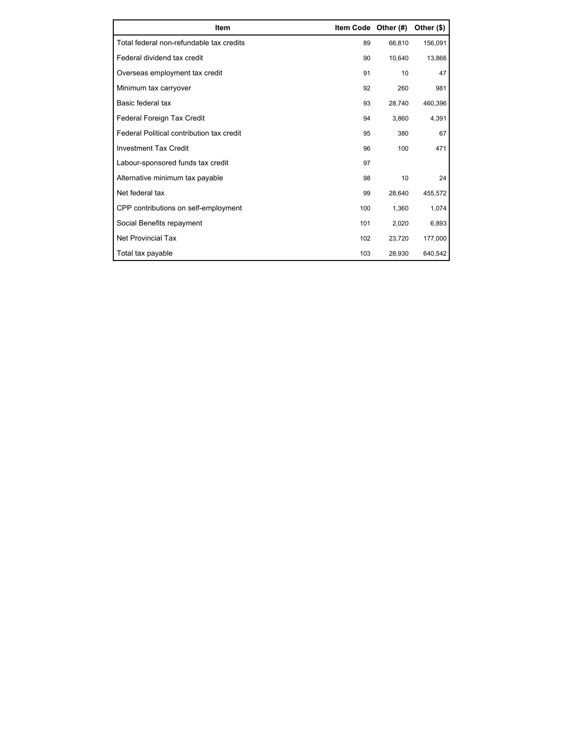| Item | Item Code | Other (#) | Other ($) |
| --- | --- | --- | --- |
| Total federal non-refundable tax credits | 89 | 66,810 | 156,091 |
| Federal dividend tax credit | 90 | 10,640 | 13,866 |
| Overseas employment tax credit | 91 | 10 | 47 |
| Minimum tax carryover | 92 | 260 | 981 |
| Basic federal tax | 93 | 28,740 | 460,396 |
| Federal Foreign Tax Credit | 94 | 3,860 | 4,391 |
| Federal Political contribution tax credit | 95 | 380 | 67 |
| Investment Tax Credit | 96 | 100 | 471 |
| Labour-sponsored funds tax credit | 97 | | |
| Alternative minimum tax payable | 98 | 10 | 24 |
| Net federal tax | 99 | 28,640 | 455,572 |
| CPP contributions on self-employment | 100 | 1,360 | 1,074 |
| Social Benefits repayment | 101 | 2,020 | 6,893 |
| Net Provincial Tax | 102 | 23,720 | 177,000 |
| Total tax payable | 103 | 28,930 | 640,542 |